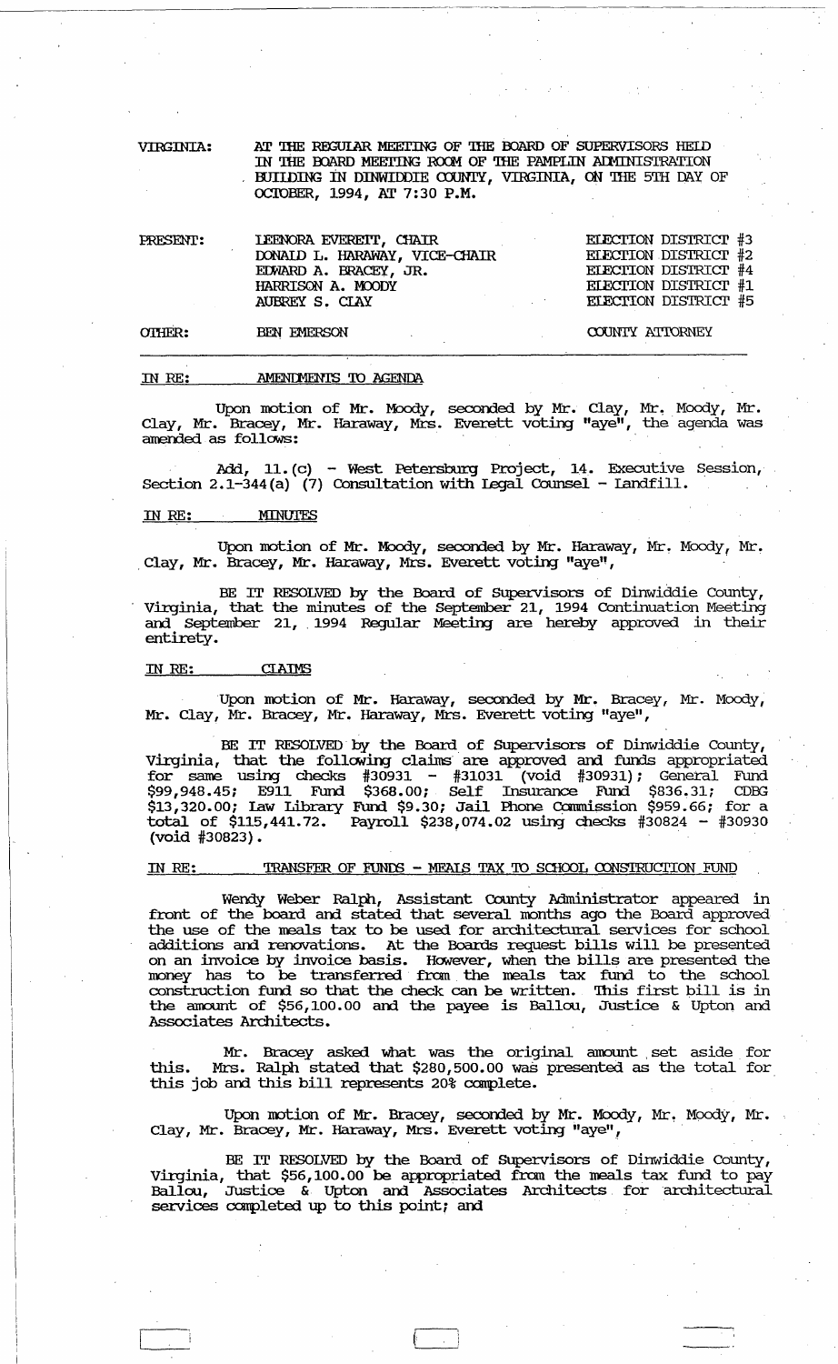VIRGINIA: AT THE REGULAR MEETING OF THE BOARD OF SUPERVISORS HELD IN THE BOARD MEETING ROOM OF THE PAMPLIN ADMINISTRATION BUILDING IN DINWIDDIE COUNTY, VIRGINIA, ON THE 5TH DAY OF OCTOBER, 1994, AT 7:30 P.M.

| | | |
|---|---|---|
| PRESENT: | LEENORA EVERETT, CHAIR | ELECTION DISTRICT #3 |
| | DONALD L. HARAWAY, VICE-CHAIR | ELECTION DISTRICT #2 |
| | EDWARD A. BRACEY, JR. | ELECTION DISTRICT #4 |
| | HARRISON A. MOODY | ELECTION DISTRICT #1 |
| | AUBREY S. CLAY | ELECTION DISTRICT #5 |
| OTHER: | BEN EMERSON | COUNTY ATTORNEY |

IN RE: AMENDMENTS TO AGENDA

Upon motion of Mr. Moody, seconded by Mr. Clay, Mr. Moody, Mr. Clay, Mr. Bracey, Mr. Haraway, Mrs. Everett voting "aye", the agenda was amended as follows:

Add, 11.(c) - West Petersburg Project, 14. Executive Session, Section 2.1-344(a) (7) Consultation with Legal Counsel - Landfill.

IN RE: MINUTES

Upon motion of Mr. Moody, seconded by Mr. Haraway, Mr. Moody, Mr. Clay, Mr. Bracey, Mr. Haraway, Mrs. Everett voting "aye",

BE IT RESOLVED by the Board of Supervisors of Dinwiddie County, Virginia, that the minutes of the September 21, 1994 Continuation Meeting and September 21, 1994 Regular Meeting are hereby approved in their entirety.

IN RE: CLAIMS

Upon motion of Mr. Haraway, seconded by Mr. Bracey, Mr. Moody, Mr. Clay, Mr. Bracey, Mr. Haraway, Mrs. Everett voting "aye",

BE IT RESOLVED by the Board of Supervisors of Dinwiddie County, Virginia, that the following claims are approved and funds appropriated for same using checks #30931 - #31031 (void #30931); General Fund $99,948.45; E911 Fund $368.00; Self Insurance Fund $836.31; CDBG $13,320.00; Law Library Fund $9.30; Jail Phone Commission $959.66; for a total of $115,441.72. Payroll $238,074.02 using checks #30824 - #30930 (void #30823).

IN RE: TRANSFER OF FUNDS - MEALS TAX TO SCHOOL CONSTRUCTION FUND

Wendy Weber Ralph, Assistant County Administrator appeared in front of the board and stated that several months ago the Board approved the use of the meals tax to be used for architectural services for school additions and renovations. At the Boards request bills will be presented on an invoice by invoice basis. However, when the bills are presented the money has to be transferred from the meals tax fund to the school construction fund so that the check can be written. This first bill is in the amount of $56,100.00 and the payee is Ballou, Justice & Upton and Associates Architects.

Mr. Bracey asked what was the original amount set aside for this. Mrs. Ralph stated that $280,500.00 was presented as the total for this job and this bill represents 20% complete.

Upon motion of Mr. Bracey, seconded by Mr. Moody, Mr. Moody, Mr. Clay, Mr. Bracey, Mr. Haraway, Mrs. Everett voting "aye",

BE IT RESOLVED by the Board of Supervisors of Dinwiddie County, Virginia, that $56,100.00 be appropriated from the meals tax fund to pay Ballou, Justice & Upton and Associates Architects for architectural services completed up to this point; and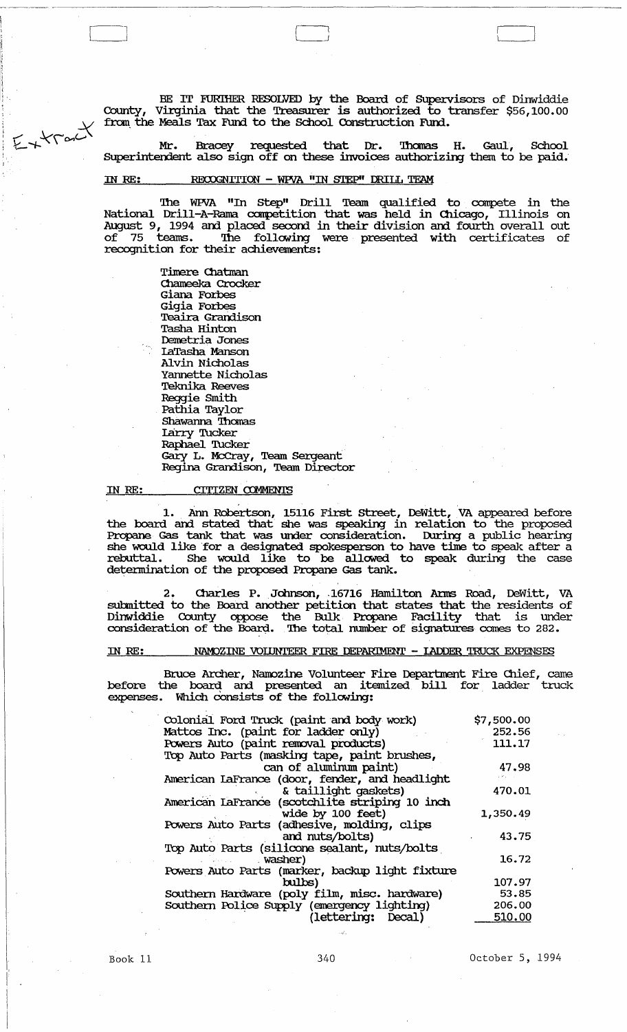Extract

BE IT FURTHER RESOLVED by the Board of Supervisors of Dinwiddie County, Virginia that the Treasurer is authorized to transfer $56,100.00 from the Meals Tax Fund to the School Construction Fund.

Mr. Bracey requested that Dr. Thomas H. Gaul, School Superintendent also sign off on these invoices authorizing them to be paid.

IN RE: RECOGNITION - WPVA "IN STEP" DRILL TEAM

The WPVA "In Step" Drill Team qualified to compete in the National Drill-A-Rama competition that was held in Chicago, Illinois on August 9, 1994 and placed second in their division and fourth overall out of 75 teams. The following were presented with certificates of recognition for their achievements:

Timere Chatman
Chameeka Crocker
Giana Forbes
Gigia Forbes
Teaira Grandison
Tasha Hinton
Demetria Jones
LaTasha Manson
Alvin Nicholas
Yannette Nicholas
Teknika Reeves
Reggie Smith
Pathia Taylor
Shawanna Thomas
Larry Tucker
Raphael Tucker
Gary L. McCray, Team Sergeant
Regina Grandison, Team Director

IN RE: CITIZEN COMMENTS

1. Ann Robertson, 15116 First Street, DeWitt, VA appeared before the board and stated that she was speaking in relation to the proposed Propane Gas tank that was under consideration. During a public hearing she would like for a designated spokesperson to have time to speak after a rebuttal. She would like to be allowed to speak during the case determination of the proposed Propane Gas tank.

2. Charles P. Johnson, 16716 Hamilton Arms Road, DeWitt, VA submitted to the Board another petition that states that the residents of Dinwiddie County oppose the Bulk Propane Facility that is under consideration of the Board. The total number of signatures comes to 282.

IN RE: NAMOZINE VOLUNTEER FIRE DEPARTMENT - LADDER TRUCK EXPENSES

Bruce Archer, Namozine Volunteer Fire Department Fire Chief, came before the board and presented an itemized bill for ladder truck expenses. Which consists of the following:

| Item | Amount |
|---|---|
| Colonial Ford Truck (paint and body work) | $7,500.00 |
| Mattos Inc. (paint for ladder only) | 252.56 |
| Powers Auto (paint removal products) | 111.17 |
| Top Auto Parts (masking tape, paint brushes, can of aluminum paint) | 47.98 |
| American LaFrance (door, fender, and headlight & taillight gaskets) | 470.01 |
| American LaFrance (scotchlite striping 10 inch wide by 100 feet) | 1,350.49 |
| Powers Auto Parts (adhesive, molding, clips and nuts/bolts) | 43.75 |
| Top Auto Parts (silicone sealant, nuts/bolts washer) | 16.72 |
| Powers Auto Parts (marker, backup light fixture bulbs) | 107.97 |
| Southern Hardware (poly film, misc. hardware) | 53.85 |
| Southern Police Supply (emergency lighting) | 206.00 |
| (lettering: Decal) | 510.00 |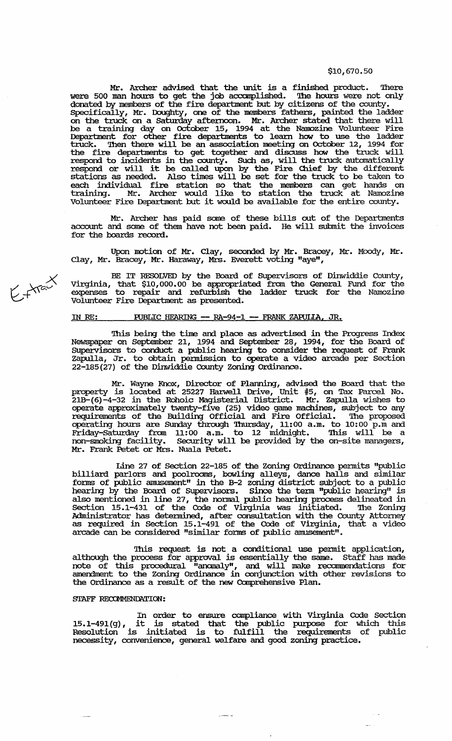$10,670.50

Mr. Archer advised that the unit is a finished product. There were 500 man hours to get the job accomplished. The hours were not only donated by members of the fire department but by citizens of the county. Specifically, Mr. Doughty, one of the members fathers, painted the ladder on the truck on a Saturday afternoon. Mr. Archer stated that there will be a training day on October 15, 1994 at the Namozine Volunteer Fire Department for other fire departments to learn how to use the ladder truck. Then there will be an association meeting on October 12, 1994 for the fire departments to get together and discuss how the truck will respond to incidents in the county. Such as, will the truck automatically respond or will it be called upon by the Fire Chief by the different stations as needed. Also times will be set for the truck to be taken to each individual fire station so that the members can get hands on training. Mr. Archer would like to station the truck at Namozine Volunteer Fire Department but it would be available for the entire county.

Mr. Archer has paid some of these bills out of the Departments account and some of them have not been paid. He will submit the invoices for the boards record.

Upon motion of Mr. Clay, seconded by Mr. Bracey, Mr. Moody, Mr. Clay, Mr. Bracey, Mr. Haraway, Mrs. Everett voting "aye",

Extract

BE IT RESOLVED by the Board of Supervisors of Dinwiddie County, Virginia, that $10,000.00 be appropriated from the General Fund for the expenses to repair and refurbish the ladder truck for the Namozine Volunteer Fire Department as presented.

IN RE: PUBLIC HEARING -- RA-94-1 -- FRANK ZAPULLA, JR.

This being the time and place as advertised in the Progress Index Newspaper on September 21, 1994 and September 28, 1994, for the Board of Supervisors to conduct a public hearing to consider the request of Frank Zapulla, Jr. to obtain permission to operate a video arcade per Section 22-185(27) of the Dinwiddie County Zoning Ordinance.

Mr. Wayne Knox, Director of Planning, advised the Board that the property is located at 25227 Harwell Drive, Unit #5, on Tax Parcel No. 21B-(6)-4-32 in the Rohoic Magisterial District. Mr. Zapulla wishes to operate approximately twenty-five (25) video game machines, subject to any requirements of the Building Official and Fire Official. The proposed operating hours are Sunday through Thursday, 11:00 a.m. to 10:00 p.m and Friday-Saturday from 11:00 a.m. to 12 midnight. This will be a non-smoking facility. Security will be provided by the on-site managers, Mr. Frank Petet or Mrs. Nuala Petet.

Line 27 of Section 22-185 of the Zoning Ordinance permits "public billiard parlors and poolrooms, bowling alleys, dance halls and similar forms of public amusement" in the B-2 zoning district subject to a public hearing by the Board of Supervisors. Since the term "public hearing" is also mentioned in line 27, the normal public hearing process delineated in Section 15.1-431 of the Code of Virginia was initiated. The Zoning Administrator has determined, after consultation with the County Attorney as required in Section 15.1-491 of the Code of Virginia, that a video arcade can be considered "similar forms of public amusement".

This request is not a conditional use permit application, although the process for approval is essentially the same. Staff has made note of this procedural "anomaly", and will make recommendations for amendment to the Zoning Ordinance in conjunction with other revisions to the Ordinance as a result of the new Comprehensive Plan.

STAFF RECOMMENDATION:

In order to ensure compliance with Virginia Code Section 15.1-491(g), it is stated that the public purpose for which this Resolution is initiated is to fulfill the requirements of public necessity, convenience, general welfare and good zoning practice.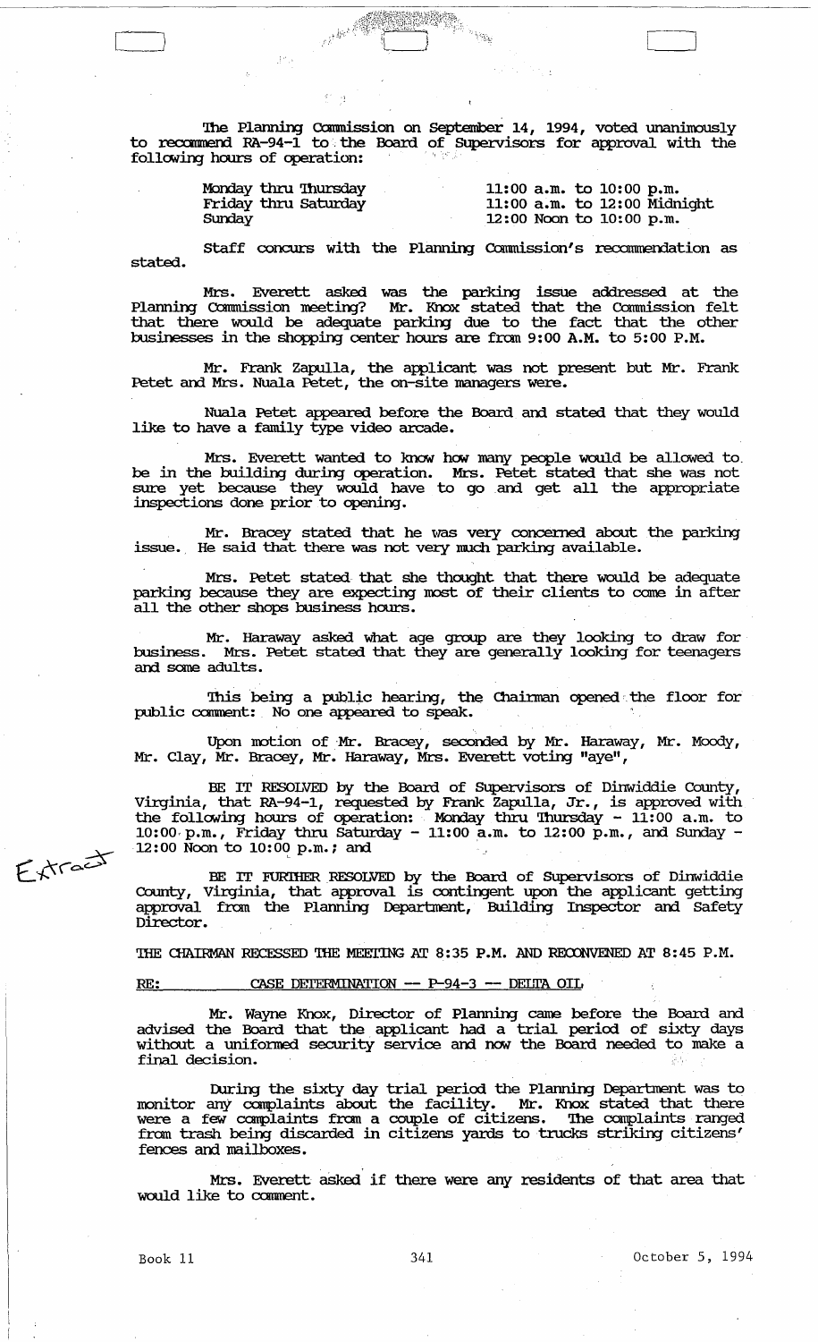The Planning Commission on September 14, 1994, voted unanimously to recommend RA-94-1 to the Board of Supervisors for approval with the following hours of operation:

| | |
|---|---|
| Monday thru Thursday | 11:00 a.m. to 10:00 p.m. |
| Friday thru Saturday | 11:00 a.m. to 12:00 Midnight |
| Sunday | 12:00 Noon to 10:00 p.m. |

Staff concurs with the Planning Commission's recommendation as stated.

Mrs. Everett asked was the parking issue addressed at the Planning Commission meeting? Mr. Knox stated that the Commission felt that there would be adequate parking due to the fact that the other businesses in the shopping center hours are from 9:00 A.M. to 5:00 P.M.

Mr. Frank Zapulla, the applicant was not present but Mr. Frank Petet and Mrs. Nuala Petet, the on-site managers were.

Nuala Petet appeared before the Board and stated that they would like to have a family type video arcade.

Mrs. Everett wanted to know how many people would be allowed to be in the building during operation. Mrs. Petet stated that she was not sure yet because they would have to go and get all the appropriate inspections done prior to opening.

Mr. Bracey stated that he was very concerned about the parking issue. He said that there was not very much parking available.

Mrs. Petet stated that she thought that there would be adequate parking because they are expecting most of their clients to come in after all the other shops business hours.

Mr. Haraway asked what age group are they looking to draw for business. Mrs. Petet stated that they are generally looking for teenagers and some adults.

This being a public hearing, the Chairman opened the floor for public comment: No one appeared to speak.

Upon motion of Mr. Bracey, seconded by Mr. Haraway, Mr. Moody, Mr. Clay, Mr. Bracey, Mr. Haraway, Mrs. Everett voting "aye",

Extract

BE IT RESOLVED by the Board of Supervisors of Dinwiddie County, Virginia, that RA-94-1, requested by Frank Zapulla, Jr., is approved with the following hours of operation: Monday thru Thursday - 11:00 a.m. to 10:00 p.m., Friday thru Saturday - 11:00 a.m. to 12:00 p.m., and Sunday - 12:00 Noon to 10:00 p.m.; and

BE IT FURTHER RESOLVED by the Board of Supervisors of Dinwiddie County, Virginia, that approval is contingent upon the applicant getting approval from the Planning Department, Building Inspector and Safety Director.

THE CHAIRMAN RECESSED THE MEETING AT 8:35 P.M. AND RECONVENED AT 8:45 P.M.

RE: CASE DETERMINATION -- P-94-3 -- DELTA OIL

Mr. Wayne Knox, Director of Planning came before the Board and advised the Board that the applicant had a trial period of sixty days without a uniformed security service and now the Board needed to make a final decision.

During the sixty day trial period the Planning Department was to monitor any complaints about the facility. Mr. Knox stated that there were a few complaints from a couple of citizens. The complaints ranged from trash being discarded in citizens yards to trucks striking citizens' fences and mailboxes.

Mrs. Everett asked if there were any residents of that area that would like to comment.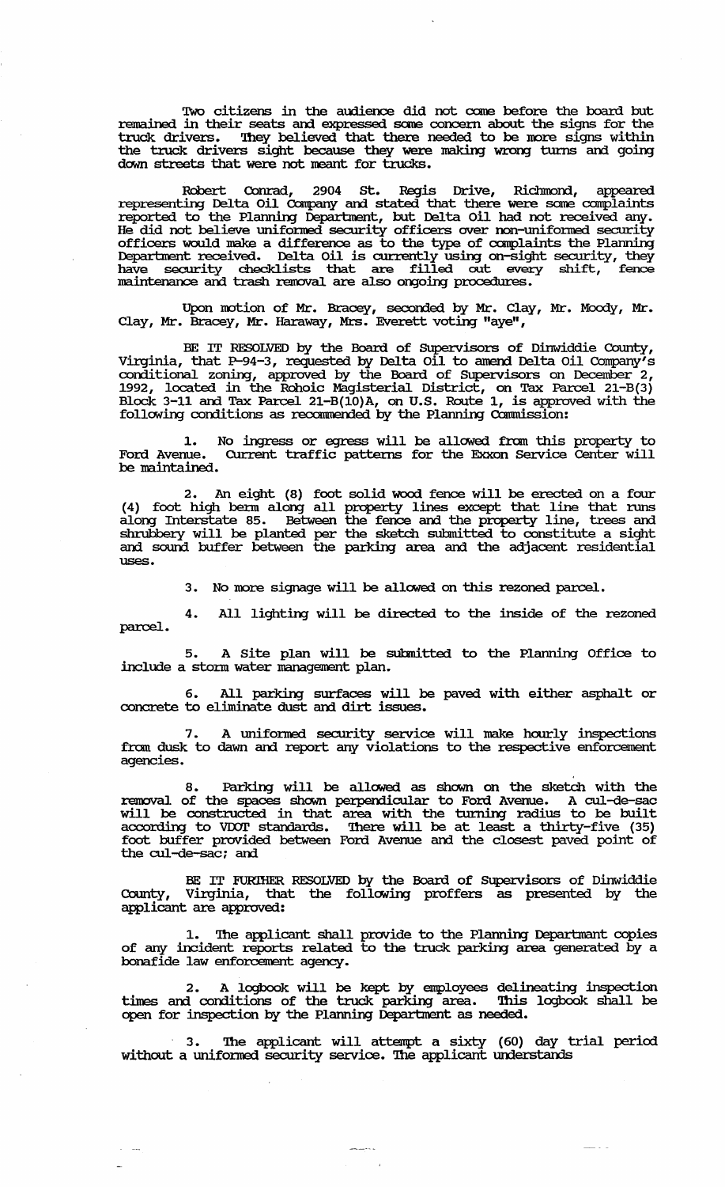Two citizens in the audience did not come before the board but remained in their seats and expressed some concern about the signs for the truck drivers. They believed that there needed to be more signs within the truck drivers sight because they were making wrong turns and going down streets that were not meant for trucks.

Robert Conrad, 2904 St. Regis Drive, Richmond, appeared representing Delta Oil Company and stated that there were some complaints reported to the Planning Department, but Delta Oil had not received any. He did not believe uniformed security officers over non-uniformed security officers would make a difference as to the type of complaints the Planning Department received. Delta Oil is currently using on-sight security, they have security checklists that are filled out every shift, fence maintenance and trash removal are also ongoing procedures.

Upon motion of Mr. Bracey, seconded by Mr. Clay, Mr. Moody, Mr. Clay, Mr. Bracey, Mr. Haraway, Mrs. Everett voting "aye",

BE IT RESOLVED by the Board of Supervisors of Dinwiddie County, Virginia, that P-94-3, requested by Delta Oil to amend Delta Oil Company's conditional zoning, approved by the Board of Supervisors on December 2, 1992, located in the Rohoic Magisterial District, on Tax Parcel 21-B(3) Block 3-11 and Tax Parcel 21-B(10)A, on U.S. Route 1, is approved with the following conditions as recommended by the Planning Commission:

1. No ingress or egress will be allowed from this property to Ford Avenue. Current traffic patterns for the Exxon Service Center will be maintained.

2. An eight (8) foot solid wood fence will be erected on a four (4) foot high berm along all property lines except that line that runs along Interstate 85. Between the fence and the property line, trees and shrubbery will be planted per the sketch submitted to constitute a sight and sound buffer between the parking area and the adjacent residential uses.

3. No more signage will be allowed on this rezoned parcel.

4. All lighting will be directed to the inside of the rezoned parcel.

5. A Site plan will be submitted to the Planning Office to include a storm water management plan.

6. All parking surfaces will be paved with either asphalt or concrete to eliminate dust and dirt issues.

7. A uniformed security service will make hourly inspections from dusk to dawn and report any violations to the respective enforcement agencies.

8. Parking will be allowed as shown on the sketch with the removal of the spaces shown perpendicular to Ford Avenue. A cul-de-sac will be constructed in that area with the turning radius to be built according to VDOT standards. There will be at least a thirty-five (35) foot buffer provided between Ford Avenue and the closest paved point of the cul-de-sac; and

BE IT FURTHER RESOLVED by the Board of Supervisors of Dinwiddie County, Virginia, that the following proffers as presented by the applicant are approved:

1. The applicant shall provide to the Planning Department copies of any incident reports related to the truck parking area generated by a bonafide law enforcement agency.

2. A logbook will be kept by employees delineating inspection times and conditions of the truck parking area. This logbook shall be open for inspection by the Planning Department as needed.

3. The applicant will attempt a sixty (60) day trial period without a uniformed security service. The applicant understands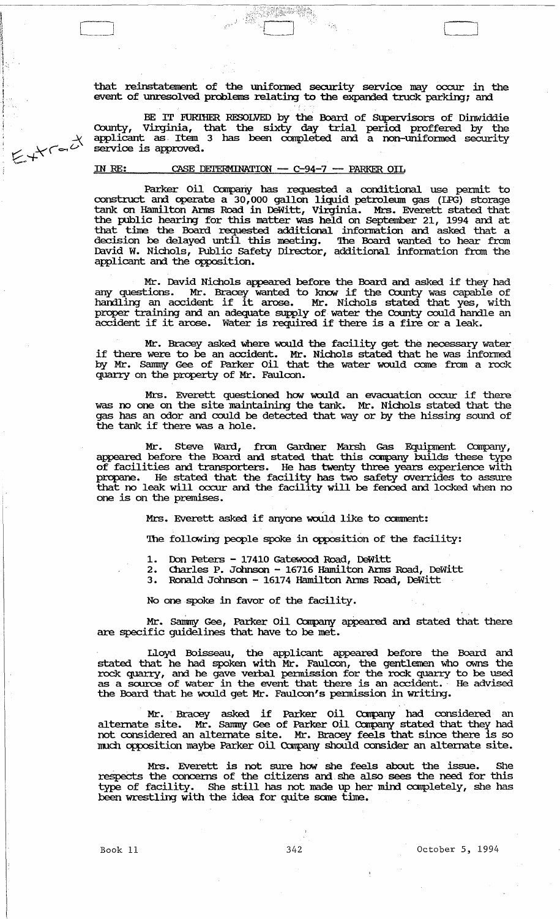that reinstatement of the uniformed security service may occur in the event of unresolved problems relating to the expanded truck parking; and

BE IT FURTHER RESOLVED by the Board of Supervisors of Dinwiddie County, Virginia, that the sixty day trial period proffered by the applicant as Item 3 has been completed and a non-uniformed security service is approved.

IN RE: CASE DETERMINATION -- C-94-7 -- PARKER OIL

Parker Oil Company has requested a conditional use permit to construct and operate a 30,000 gallon liquid petroleum gas (LPG) storage tank on Hamilton Arms Road in DeWitt, Virginia. Mrs. Everett stated that the public hearing for this matter was held on September 21, 1994 and at that time the Board requested additional information and asked that a decision be delayed until this meeting. The Board wanted to hear from David W. Nichols, Public Safety Director, additional information from the applicant and the opposition.

Mr. David Nichols appeared before the Board and asked if they had any questions. Mr. Bracey wanted to know if the County was capable of handling an accident if it arose. Mr. Nichols stated that yes, with proper training and an adequate supply of water the County could handle an accident if it arose. Water is required if there is a fire or a leak.

Mr. Bracey asked where would the facility get the necessary water if there were to be an accident. Mr. Nichols stated that he was informed by Mr. Sammy Gee of Parker Oil that the water would come from a rock quarry on the property of Mr. Faulcon.

Mrs. Everett questioned how would an evacuation occur if there was no one on the site maintaining the tank. Mr. Nichols stated that the gas has an odor and could be detected that way or by the hissing sound of the tank if there was a hole.

Mr. Steve Ward, from Gardner Marsh Gas Equipment Company, appeared before the Board and stated that this company builds these type of facilities and transporters. He has twenty three years experience with propane. He stated that the facility has two safety overrides to assure that no leak will occur and the facility will be fenced and locked when no one is on the premises.

Mrs. Everett asked if anyone would like to comment:

The following people spoke in opposition of the facility:

1. Don Peters - 17410 Gatewood Road, DeWitt
2. Charles P. Johnson - 16716 Hamilton Arms Road, DeWitt
3. Ronald Johnson - 16174 Hamilton Arms Road, DeWitt

No one spoke in favor of the facility.

Mr. Sammy Gee, Parker Oil Company appeared and stated that there are specific guidelines that have to be met.

Lloyd Boisseau, the applicant appeared before the Board and stated that he had spoken with Mr. Faulcon, the gentlemen who owns the rock quarry, and he gave verbal permission for the rock quarry to be used as a source of water in the event that there is an accident. He advised the Board that he would get Mr. Faulcon's permission in writing.

Mr. Bracey asked if Parker Oil Company had considered an alternate site. Mr. Sammy Gee of Parker Oil Company stated that they had not considered an alternate site. Mr. Bracey feels that since there is so much opposition maybe Parker Oil Company should consider an alternate site.

Mrs. Everett is not sure how she feels about the issue. She respects the concerns of the citizens and she also sees the need for this type of facility. She still has not made up her mind completely, she has been wrestling with the idea for quite some time.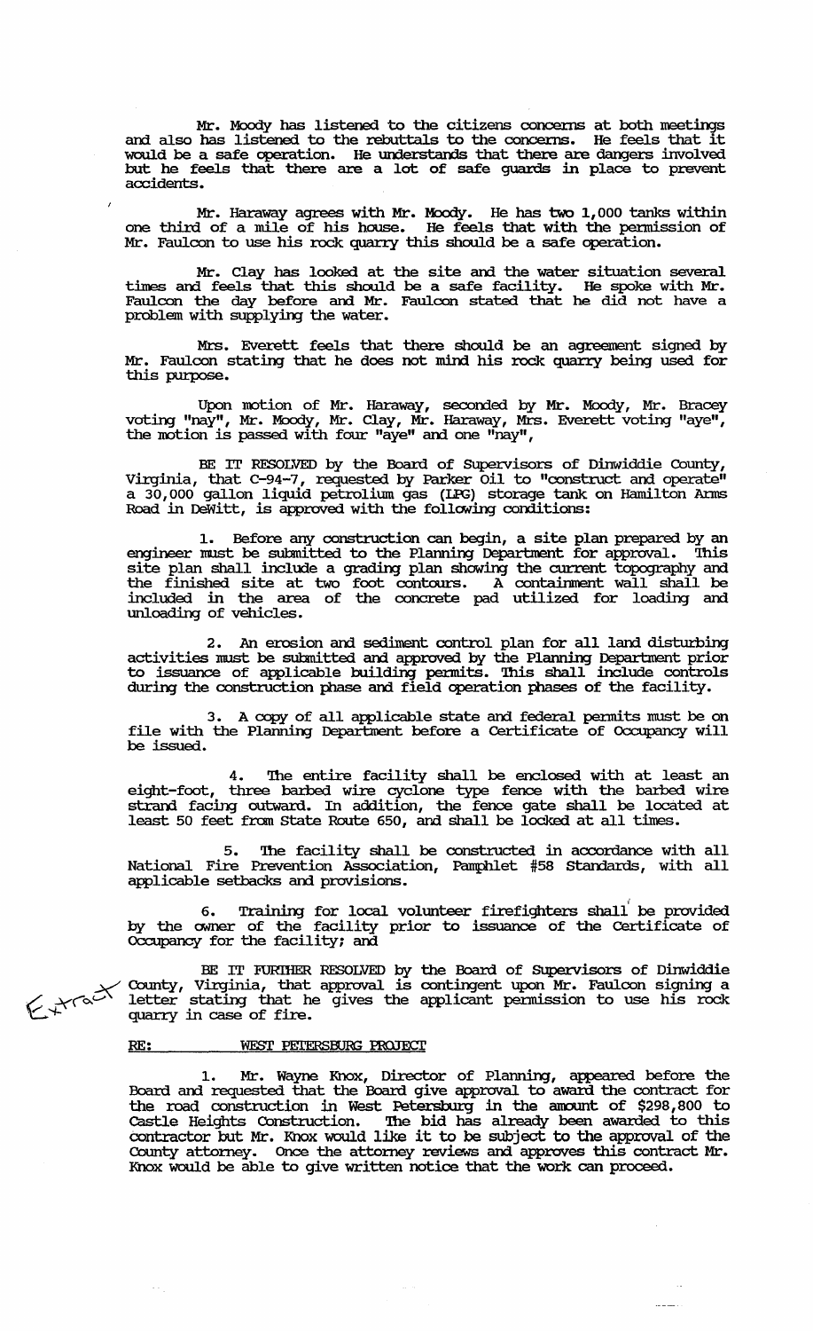Mr. Moody has listened to the citizens concerns at both meetings and also has listened to the rebuttals to the concerns. He feels that it would be a safe operation. He understands that there are dangers involved but he feels that there are a lot of safe guards in place to prevent accidents.

Mr. Haraway agrees with Mr. Moody. He has two 1,000 tanks within one third of a mile of his house. He feels that with the permission of Mr. Faulcon to use his rock quarry this should be a safe operation.

Mr. Clay has looked at the site and the water situation several times and feels that this should be a safe facility. He spoke with Mr. Faulcon the day before and Mr. Faulcon stated that he did not have a problem with supplying the water.

Mrs. Everett feels that there should be an agreement signed by Mr. Faulcon stating that he does not mind his rock quarry being used for this purpose.

Upon motion of Mr. Haraway, seconded by Mr. Moody, Mr. Bracey voting "nay", Mr. Moody, Mr. Clay, Mr. Haraway, Mrs. Everett voting "aye", the motion is passed with four "aye" and one "nay",

BE IT RESOLVED by the Board of Supervisors of Dinwiddie County, Virginia, that C-94-7, requested by Parker Oil to "construct and operate" a 30,000 gallon liquid petrolium gas (LPG) storage tank on Hamilton Arms Road in DeWitt, is approved with the following conditions:

1. Before any construction can begin, a site plan prepared by an engineer must be submitted to the Planning Department for approval. This site plan shall include a grading plan showing the current topography and the finished site at two foot contours. A containment wall shall be included in the area of the concrete pad utilized for loading and unloading of vehicles.

2. An erosion and sediment control plan for all land disturbing activities must be submitted and approved by the Planning Department prior to issuance of applicable building permits. This shall include controls during the construction phase and field operation phases of the facility.

3. A copy of all applicable state and federal permits must be on file with the Planning Department before a Certificate of Occupancy will be issued.

4. The entire facility shall be enclosed with at least an eight-foot, three barbed wire cyclone type fence with the barbed wire strand facing outward. In addition, the fence gate shall be located at least 50 feet from State Route 650, and shall be locked at all times.

5. The facility shall be constructed in accordance with all National Fire Prevention Association, Pamphlet #58 Standards, with all applicable setbacks and provisions.

6. Training for local volunteer firefighters shall be provided by the owner of the facility prior to issuance of the Certificate of Occupancy for the facility; and

BE IT FURTHER RESOLVED by the Board of Supervisors of Dinwiddie County, Virginia, that approval is contingent upon Mr. Faulcon signing a letter stating that he gives the applicant permission to use his rock quarry in case of fire.

Extract

RE: WEST PETERSBURG PROJECT

1. Mr. Wayne Knox, Director of Planning, appeared before the Board and requested that the Board give approval to award the contract for the road construction in West Petersburg in the amount of $298,800 to Castle Heights Construction. The bid has already been awarded to this contractor but Mr. Knox would like it to be subject to the approval of the County attorney. Once the attorney reviews and approves this contract Mr. Knox would be able to give written notice that the work can proceed.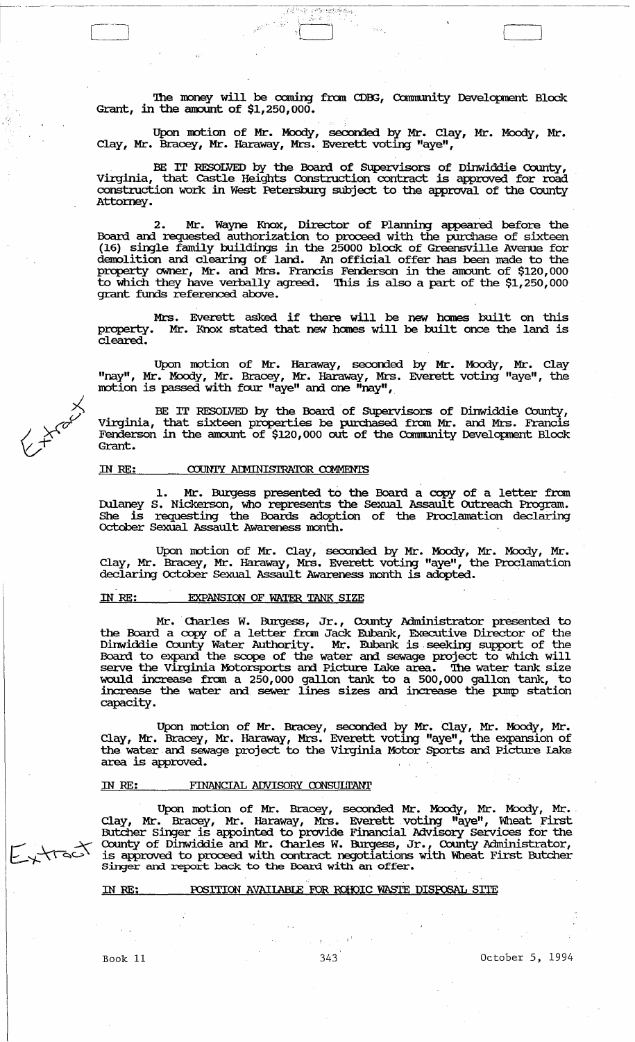The money will be coming from CDBG, Community Development Block Grant, in the amount of $1,250,000.

Upon motion of Mr. Moody, seconded by Mr. Clay, Mr. Moody, Mr. Clay, Mr. Bracey, Mr. Haraway, Mrs. Everett voting "aye",

BE IT RESOLVED by the Board of Supervisors of Dinwiddie County, Virginia, that Castle Heights Construction contract is approved for road construction work in West Petersburg subject to the approval of the County Attorney.

2. Mr. Wayne Knox, Director of Planning appeared before the Board and requested authorization to proceed with the purchase of sixteen (16) single family buildings in the 25000 block of Greensville Avenue for demolition and clearing of land. An official offer has been made to the property owner, Mr. and Mrs. Francis Fenderson in the amount of $120,000 to which they have verbally agreed. This is also a part of the $1,250,000 grant funds referenced above.

Mrs. Everett asked if there will be new homes built on this property. Mr. Knox stated that new homes will be built once the land is cleared.

Upon motion of Mr. Haraway, seconded by Mr. Moody, Mr. Clay "nay", Mr. Moody, Mr. Bracey, Mr. Haraway, Mrs. Everett voting "aye", the motion is passed with four "aye" and one "nay",

Extract

BE IT RESOLVED by the Board of Supervisors of Dinwiddie County, Virginia, that sixteen properties be purchased from Mr. and Mrs. Francis Fenderson in the amount of $120,000 out of the Community Development Block Grant.

IN RE: COUNTY ADMINISTRATOR COMMENTS

1. Mr. Burgess presented to the Board a copy of a letter from Dulaney S. Nickerson, who represents the Sexual Assault Outreach Program. She is requesting the Boards adoption of the Proclamation declaring October Sexual Assault Awareness month.

Upon motion of Mr. Clay, seconded by Mr. Moody, Mr. Moody, Mr. Clay, Mr. Bracey, Mr. Haraway, Mrs. Everett voting "aye", the Proclamation declaring October Sexual Assault Awareness month is adopted.

IN RE: EXPANSION OF WATER TANK SIZE

Mr. Charles W. Burgess, Jr., County Administrator presented to the Board a copy of a letter from Jack Eubank, Executive Director of the Dinwiddie County Water Authority. Mr. Eubank is seeking support of the Board to expand the scope of the water and sewage project to which will serve the Virginia Motorsports and Picture Lake area. The water tank size would increase from a 250,000 gallon tank to a 500,000 gallon tank, to increase the water and sewer lines sizes and increase the pump station capacity.

Upon motion of Mr. Bracey, seconded by Mr. Clay, Mr. Moody, Mr. Clay, Mr. Bracey, Mr. Haraway, Mrs. Everett voting "aye", the expansion of the water and sewage project to the Virginia Motor Sports and Picture Lake area is approved.

IN RE: FINANCIAL ADVISORY CONSULTANT

Extract

Upon motion of Mr. Bracey, seconded Mr. Moody, Mr. Moody, Mr. Clay, Mr. Bracey, Mr. Haraway, Mrs. Everett voting "aye", Wheat First Butcher Singer is appointed to provide Financial Advisory Services for the County of Dinwiddie and Mr. Charles W. Burgess, Jr., County Administrator, is approved to proceed with contract negotiations with Wheat First Butcher Singer and report back to the Board with an offer.

IN RE: POSITION AVAILABLE FOR ROHOIC WASTE DISPOSAL SITE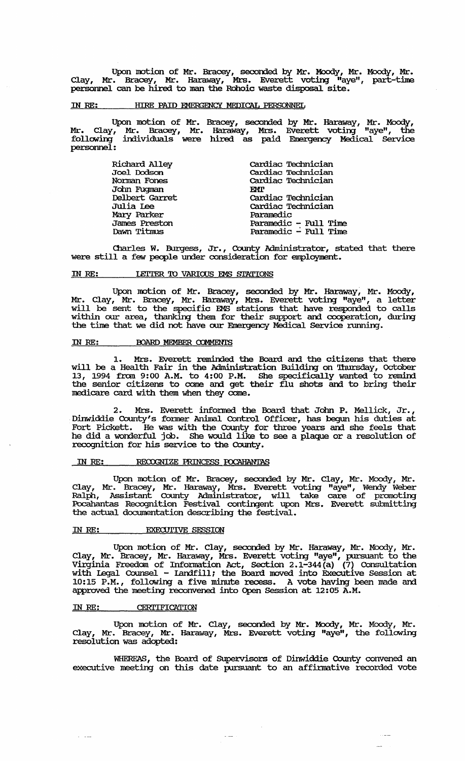Upon motion of Mr. Bracey, seconded by Mr. Moody, Mr. Moody, Mr. Clay, Mr. Bracey, Mr. Haraway, Mrs. Everett voting "aye", part-time personnel can be hired to man the Rohoic waste disposal site.

IN RE: HIRE PAID EMERGENCY MEDICAL PERSONNEL

Upon motion of Mr. Bracey, seconded by Mr. Haraway, Mr. Moody, Mr. Clay, Mr. Bracey, Mr. Haraway, Mrs. Everett voting "aye", the following individuals were hired as paid Emergency Medical Service personnel:

| | |
|---|---|
| Richard Alley | Cardiac Technician |
| Joel Dodson | Cardiac Technician |
| Norman Fones | Cardiac Technician |
| John Fugman | EMT |
| Delbert Garret | Cardiac Technician |
| Julia Lee | Cardiac Technician |
| Mary Parker | Paramedic |
| James Preston | Paramedic - Full Time |
| Dawn Titmus | Paramedic - Full Time |

Charles W. Burgess, Jr., County Administrator, stated that there were still a few people under consideration for employment.

IN RE: LETTER TO VARIOUS EMS STATIONS

Upon motion of Mr. Bracey, seconded by Mr. Haraway, Mr. Moody, Mr. Clay, Mr. Bracey, Mr. Haraway, Mrs. Everett voting "aye", a letter will be sent to the specific EMS stations that have responded to calls within our area, thanking them for their support and cooperation, during the time that we did not have our Emergency Medical Service running.

IN RE: BOARD MEMBER COMMENTS

1. Mrs. Everett reminded the Board and the citizens that there will be a Health Fair in the Administration Building on Thursday, October 13, 1994 from 9:00 A.M. to 4:00 P.M. She specifically wanted to remind the senior citizens to come and get their flu shots and to bring their medicare card with them when they come.

2. Mrs. Everett informed the Board that John P. Mellick, Jr., Dinwiddie County's former Animal Control Officer, has begun his duties at Fort Pickett. He was with the County for three years and she feels that he did a wonderful job. She would like to see a plaque or a resolution of recognition for his service to the County.

IN RE: RECOGNIZE PRINCESS POCAHANTAS

Upon motion of Mr. Bracey, seconded by Mr. Clay, Mr. Moody, Mr. Clay, Mr. Bracey, Mr. Haraway, Mrs. Everett voting "aye", Wendy Weber Ralph, Assistant County Administrator, will take care of promoting Pocahantas Recognition Festival contingent upon Mrs. Everett submitting the actual documentation describing the festival.

IN RE: EXECUTIVE SESSION

Upon motion of Mr. Clay, seconded by Mr. Haraway, Mr. Moody, Mr. Clay, Mr. Bracey, Mr. Haraway, Mrs. Everett voting "aye", pursuant to the Virginia Freedom of Information Act, Section 2.1-344(a) (7) Consultation with Legal Counsel - Landfill; the Board moved into Executive Session at 10:15 P.M., following a five minute recess. A vote having been made and approved the meeting reconvened into Open Session at 12:05 A.M.

IN RE: CERTIFICATION

Upon motion of Mr. Clay, seconded by Mr. Moody, Mr. Moody, Mr. Clay, Mr. Bracey, Mr. Haraway, Mrs. Everett voting "aye", the following resolution was adopted:

WHEREAS, the Board of Supervisors of Dinwiddie County convened an executive meeting on this date pursuant to an affirmative recorded vote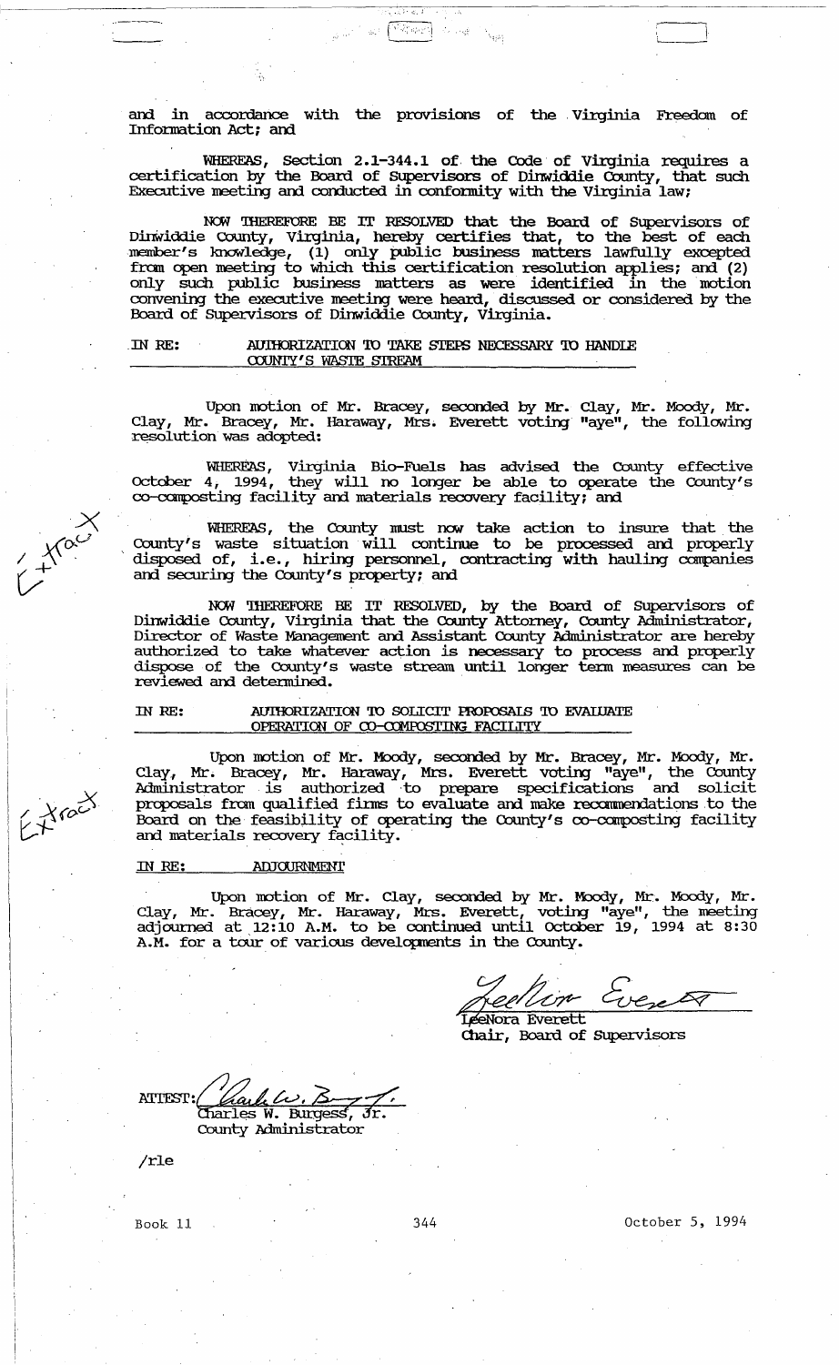and in accordance with the provisions of the Virginia Freedom of Information Act; and

WHEREAS, Section 2.1-344.1 of the Code of Virginia requires a certification by the Board of Supervisors of Dinwiddie County, that such Executive meeting and conducted in conformity with the Virginia law;

NOW THEREFORE BE IT RESOLVED that the Board of Supervisors of Dinwiddie County, Virginia, hereby certifies that, to the best of each member's knowledge, (1) only public business matters lawfully excepted from open meeting to which this certification resolution applies; and (2) only such public business matters as were identified in the motion convening the executive meeting were heard, discussed or considered by the Board of Supervisors of Dinwiddie County, Virginia.

**IN RE: AUTHORIZATION TO TAKE STEPS NECESSARY TO HANDLE COUNTY'S WASTE STREAM**

Upon motion of Mr. Bracey, seconded by Mr. Clay, Mr. Moody, Mr. Clay, Mr. Bracey, Mr. Haraway, Mrs. Everett voting "aye", the following resolution was adopted:

WHEREAS, Virginia Bio-Fuels has advised the County effective October 4, 1994, they will no longer be able to operate the County's co-composting facility and materials recovery facility; and

WHEREAS, the County must now take action to insure that the County's waste situation will continue to be processed and properly disposed of, i.e., hiring personnel, contracting with hauling companies and securing the County's property; and

NOW THEREFORE BE IT RESOLVED, by the Board of Supervisors of Dinwiddie County, Virginia that the County Attorney, County Administrator, Director of Waste Management and Assistant County Administrator are hereby authorized to take whatever action is necessary to process and properly dispose of the County's waste stream until longer term measures can be reviewed and determined.

**IN RE: AUTHORIZATION TO SOLICIT PROPOSALS TO EVALUATE OPERATION OF CO-COMPOSTING FACILITY**

Upon motion of Mr. Moody, seconded by Mr. Bracey, Mr. Moody, Mr. Clay, Mr. Bracey, Mr. Haraway, Mrs. Everett voting "aye", the County Administrator is authorized to prepare specifications and solicit proposals from qualified firms to evaluate and make recommendations to the Board on the feasibility of operating the County's co-composting facility and materials recovery facility.

**IN RE: ADJOURNMENT**

Upon motion of Mr. Clay, seconded by Mr. Moody, Mr. Moody, Mr. Clay, Mr. Bracey, Mr. Haraway, Mrs. Everett, voting "aye", the meeting adjourned at 12:10 A.M. to be continued until October 19, 1994 at 8:30 A.M. for a tour of various developments in the County.

LeeNora Everett
Chair, Board of Supervisors

ATTEST: Charles W. Burgess, Jr.
County Administrator

/rle

Book 11 344 October 5, 1994